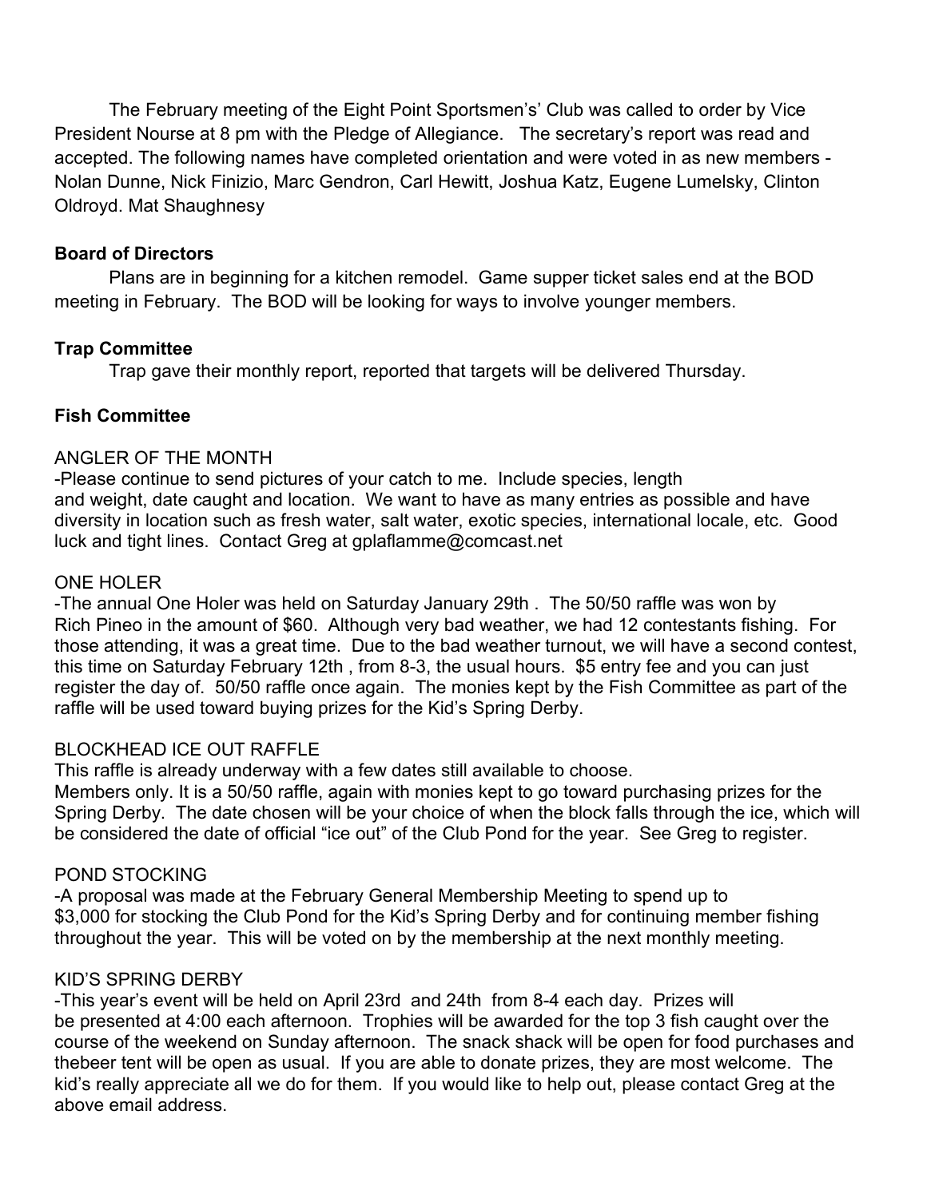The February meeting of the Eight Point Sportsmen's' Club was called to order by Vice President Nourse at 8 pm with the Pledge of Allegiance. The secretary's report was read and accepted. The following names have completed orientation and were voted in as new members - Nolan Dunne, Nick Finizio, Marc Gendron, Carl Hewitt, Joshua Katz, Eugene Lumelsky, Clinton Oldroyd. Mat Shaughnesy

**Board of Directors**

Plans are in beginning for a kitchen remodel. Game supper ticket sales end at the BOD meeting in February. The BOD will be looking for ways to involve younger members.

**Trap Committee**

Trap gave their monthly report, reported that targets will be delivered Thursday.

**Fish Committee**

ANGLER OF THE MONTH

-Please continue to send pictures of your catch to me. Include species, length and weight, date caught and location. We want to have as many entries as possible and have diversity in location such as fresh water, salt water, exotic species, international locale, etc. Good luck and tight lines. Contact Greg at gplaflamme@comcast.net

ONE HOLER

-The annual One Holer was held on Saturday January 29th . The 50/50 raffle was won by Rich Pineo in the amount of $60. Although very bad weather, we had 12 contestants fishing. For those attending, it was a great time. Due to the bad weather turnout, we will have a second contest, this time on Saturday February 12th , from 8-3, the usual hours. $5 entry fee and you can just register the day of. 50/50 raffle once again. The monies kept by the Fish Committee as part of the raffle will be used toward buying prizes for the Kid's Spring Derby.

BLOCKHEAD ICE OUT RAFFLE

This raffle is already underway with a few dates still available to choose.
Members only. It is a 50/50 raffle, again with monies kept to go toward purchasing prizes for the Spring Derby. The date chosen will be your choice of when the block falls through the ice, which will be considered the date of official "ice out" of the Club Pond for the year. See Greg to register.

POND STOCKING

-A proposal was made at the February General Membership Meeting to spend up to $3,000 for stocking the Club Pond for the Kid's Spring Derby and for continuing member fishing throughout the year. This will be voted on by the membership at the next monthly meeting.

KID'S SPRING DERBY

-This year's event will be held on April 23rd and 24th from 8-4 each day. Prizes will be presented at 4:00 each afternoon. Trophies will be awarded for the top 3 fish caught over the course of the weekend on Sunday afternoon. The snack shack will be open for food purchases and thebeer tent will be open as usual. If you are able to donate prizes, they are most welcome. The kid's really appreciate all we do for them. If you would like to help out, please contact Greg at the above email address.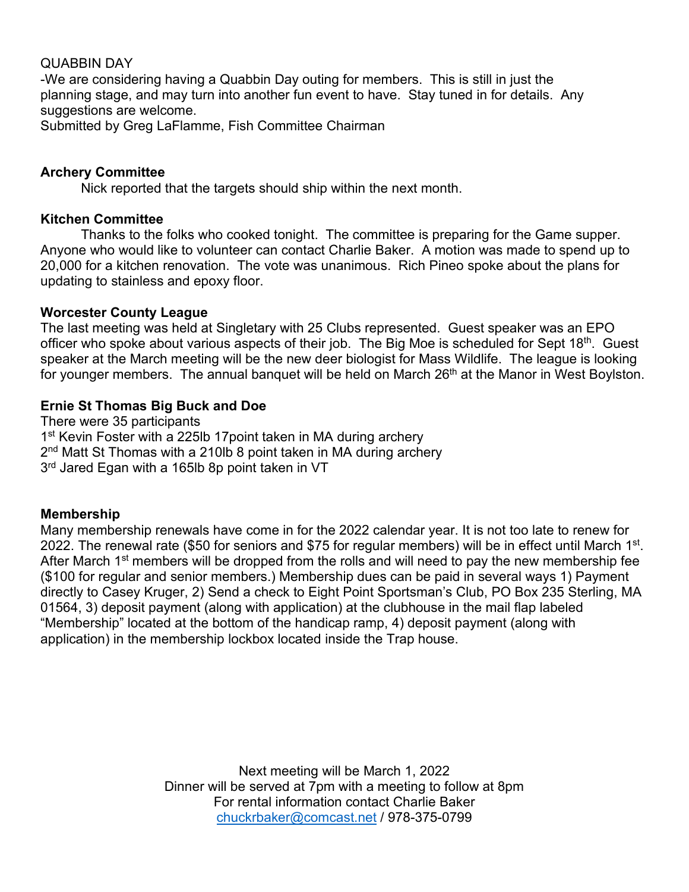QUABBIN DAY

-We are considering having a Quabbin Day outing for members. This is still in just the planning stage, and may turn into another fun event to have. Stay tuned in for details. Any suggestions are welcome.

Submitted by Greg LaFlamme, Fish Committee Chairman

**Archery Committee**

Nick reported that the targets should ship within the next month.

**Kitchen Committee**

Thanks to the folks who cooked tonight. The committee is preparing for the Game supper. Anyone who would like to volunteer can contact Charlie Baker. A motion was made to spend up to 20,000 for a kitchen renovation. The vote was unanimous. Rich Pineo spoke about the plans for updating to stainless and epoxy floor.

**Worcester County League**

The last meeting was held at Singletary with 25 Clubs represented. Guest speaker was an EPO officer who spoke about various aspects of their job. The Big Moe is scheduled for Sept 18th. Guest speaker at the March meeting will be the new deer biologist for Mass Wildlife. The league is looking for younger members. The annual banquet will be held on March 26th at the Manor in West Boylston.

**Ernie St Thomas Big Buck and Doe**

There were 35 participants

1st Kevin Foster with a 225lb 17point taken in MA during archery

2nd Matt St Thomas with a 210lb 8 point taken in MA during archery

3rd Jared Egan with a 165lb 8p point taken in VT

**Membership**

Many membership renewals have come in for the 2022 calendar year. It is not too late to renew for 2022. The renewal rate ($50 for seniors and $75 for regular members) will be in effect until March 1st. After March 1st members will be dropped from the rolls and will need to pay the new membership fee ($100 for regular and senior members.) Membership dues can be paid in several ways 1) Payment directly to Casey Kruger, 2) Send a check to Eight Point Sportsman's Club, PO Box 235 Sterling, MA 01564, 3) deposit payment (along with application) at the clubhouse in the mail flap labeled "Membership" located at the bottom of the handicap ramp, 4) deposit payment (along with application) in the membership lockbox located inside the Trap house.

Next meeting will be March 1, 2022

Dinner will be served at 7pm with a meeting to follow at 8pm

For rental information contact Charlie Baker

chuckrbaker@comcast.net / 978-375-0799